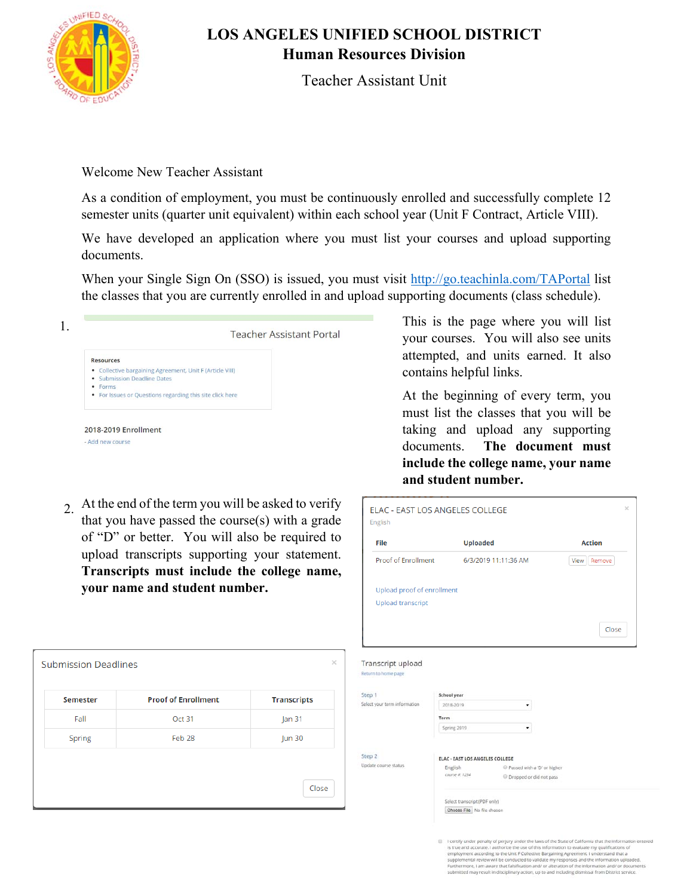# LOS ANGELES UNIFIED SCHOOL DISTRICT

## Human Resources Division

### Teacher Assistant Unit

Welcome New Teacher Assistant

As a condition of employment, you must be continuously enrolled and successfully complete 12 semester units (quarter unit equivalent) within each school year (Unit F Contract, Article VIII).

We have developed an application where you must list your courses and upload supporting documents.

When your Single Sign On (SSO) is issued, you must visit http://go.teachinla.com/TAPortal list the classes that you are currently enrolled in and upload supporting documents (class schedule).

1. Teacher Assistant Portal

   Resources
   - Collective bargaining Agreement, Unit F (Article VIII)
   - Submission Deadline Dates
   - Forms
   - For Issues or Questions regarding this site click here

   2018-2019 Enrollment

   - Add new course

   This is the page where you will list your courses. You will also see units attempted, and units earned. It also contains helpful links.

   At the beginning of every term, you must list the classes that you will be taking and upload any supporting documents. **The document must include the college name, your name and student number.**

2. At the end of the term you will be asked to verify that you have passed the course(s) with a grade of "D" or better. You will also be required to upload transcripts supporting your statement. **Transcripts must include the college name, your name and student number.**

ELAC - EAST LOS ANGELES COLLEGE

English

| File | Uploaded | Action |
|---|---|---|
| Proof of Enrollment | 6/3/2019 11:11:36 AM | View Remove |

Upload proof of enrollment

Upload transcript

Close

Submission Deadlines

| Semester | Proof of Enrollment | Transcripts |
|---|---|---|
| Fall | Oct 31 | Jan 31 |
| Spring | Feb 28 | Jun 30 |

Close

Transcript upload

Return to home page

Step 1

Select your term information

School year: 2018-2019

Term: Spring 2019

Step 2

Update course status

ELAC - EAST LOS ANGELES COLLEGE

English

course #: 1234

- Passed with a 'D' or higher
- Dropped or did not pass

Select transcript (PDF only)

Choose File No file chosen

I certify under penalty of perjury under the laws of the State of California that the information entered is true and accurate. I authorize the use of this information to evaluate my qualifications of employment according to the Unit F Collective Bargaining Agreement. I understand that a supplemental review will be conducted to validate my responses and the information uploaded. Furthermore, I am aware that falsification and/or alteration of the information and/or documents submitted may result in disciplinary action, up to and including dismissal from District service.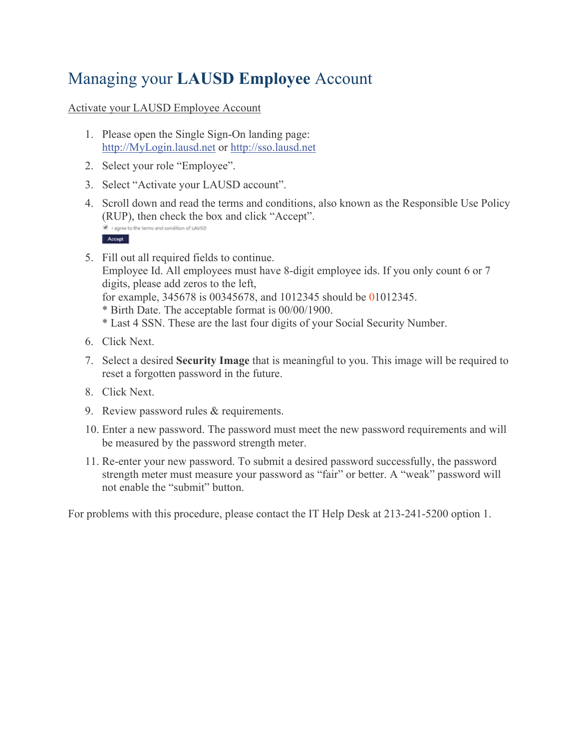# Managing your **LAUSD Employee** Account

Activate your LAUSD Employee Account

1. Please open the Single Sign-On landing page: http://MyLogin.lausd.net or http://sso.lausd.net
2. Select your role "Employee".
3. Select "Activate your LAUSD account".
4. Scroll down and read the terms and conditions, also known as the Responsible Use Policy (RUP), then check the box and click "Accept".
   I agree to the terms and condition of LAUSD
   Accept
5. Fill out all required fields to continue.
   Employee Id. All employees must have 8-digit employee ids. If you only count 6 or 7 digits, please add zeros to the left,
   for example, 345678 is 00345678, and 1012345 should be 01012345.
   * Birth Date. The acceptable format is 00/00/1900.
   * Last 4 SSN. These are the last four digits of your Social Security Number.
6. Click Next.
7. Select a desired **Security Image** that is meaningful to you. This image will be required to reset a forgotten password in the future.
8. Click Next.
9. Review password rules & requirements.
10. Enter a new password. The password must meet the new password requirements and will be measured by the password strength meter.
11. Re-enter your new password. To submit a desired password successfully, the password strength meter must measure your password as "fair" or better. A "weak" password will not enable the "submit" button.

For problems with this procedure, please contact the IT Help Desk at 213-241-5200 option 1.